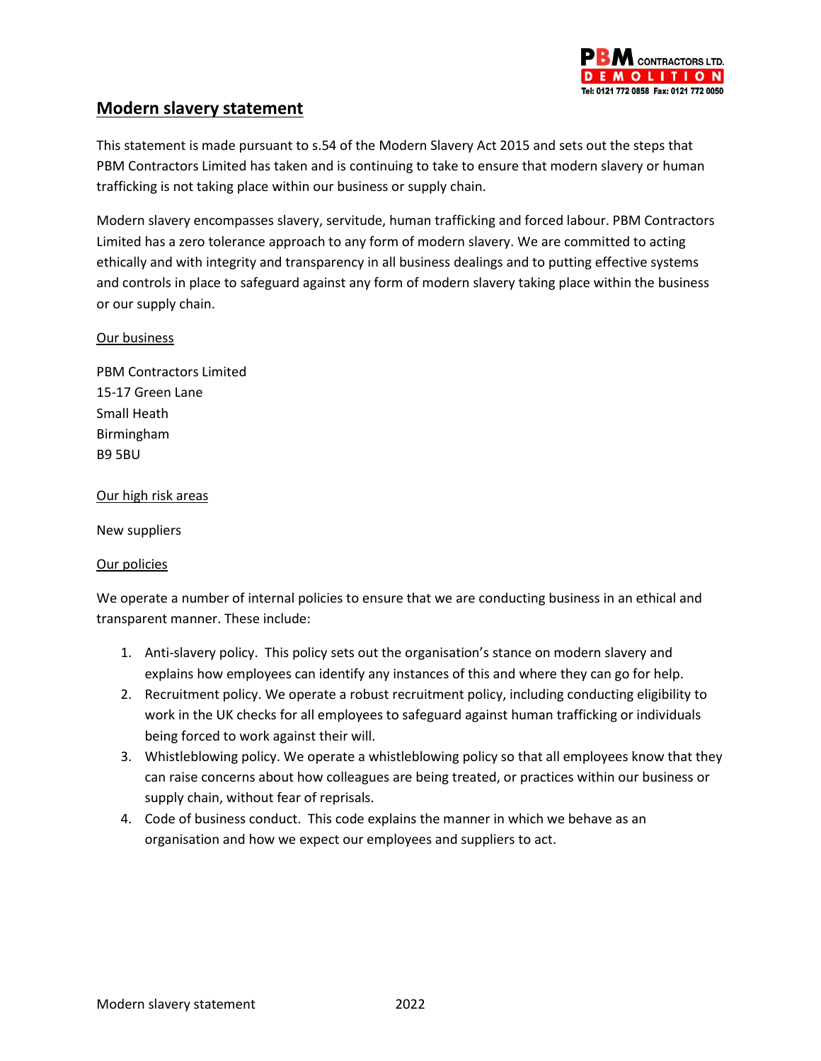## Modern slavery statement

This statement is made pursuant to s.54 of the Modern Slavery Act 2015 and sets out the steps that PBM Contractors Limited has taken and is continuing to take to ensure that modern slavery or human trafficking is not taking place within our business or supply chain.

Modern slavery encompasses slavery, servitude, human trafficking and forced labour. PBM Contractors Limited has a zero tolerance approach to any form of modern slavery. We are committed to acting ethically and with integrity and transparency in all business dealings and to putting effective systems and controls in place to safeguard against any form of modern slavery taking place within the business or our supply chain.

### Our business

PBM Contractors Limited
15-17 Green Lane
Small Heath
Birmingham
B9 5BU

### Our high risk areas

New suppliers

### Our policies

We operate a number of internal policies to ensure that we are conducting business in an ethical and transparent manner. These include:

1. Anti-slavery policy. This policy sets out the organisation's stance on modern slavery and explains how employees can identify any instances of this and where they can go for help.
2. Recruitment policy. We operate a robust recruitment policy, including conducting eligibility to work in the UK checks for all employees to safeguard against human trafficking or individuals being forced to work against their will.
3. Whistleblowing policy. We operate a whistleblowing policy so that all employees know that they can raise concerns about how colleagues are being treated, or practices within our business or supply chain, without fear of reprisals.
4. Code of business conduct. This code explains the manner in which we behave as an organisation and how we expect our employees and suppliers to act.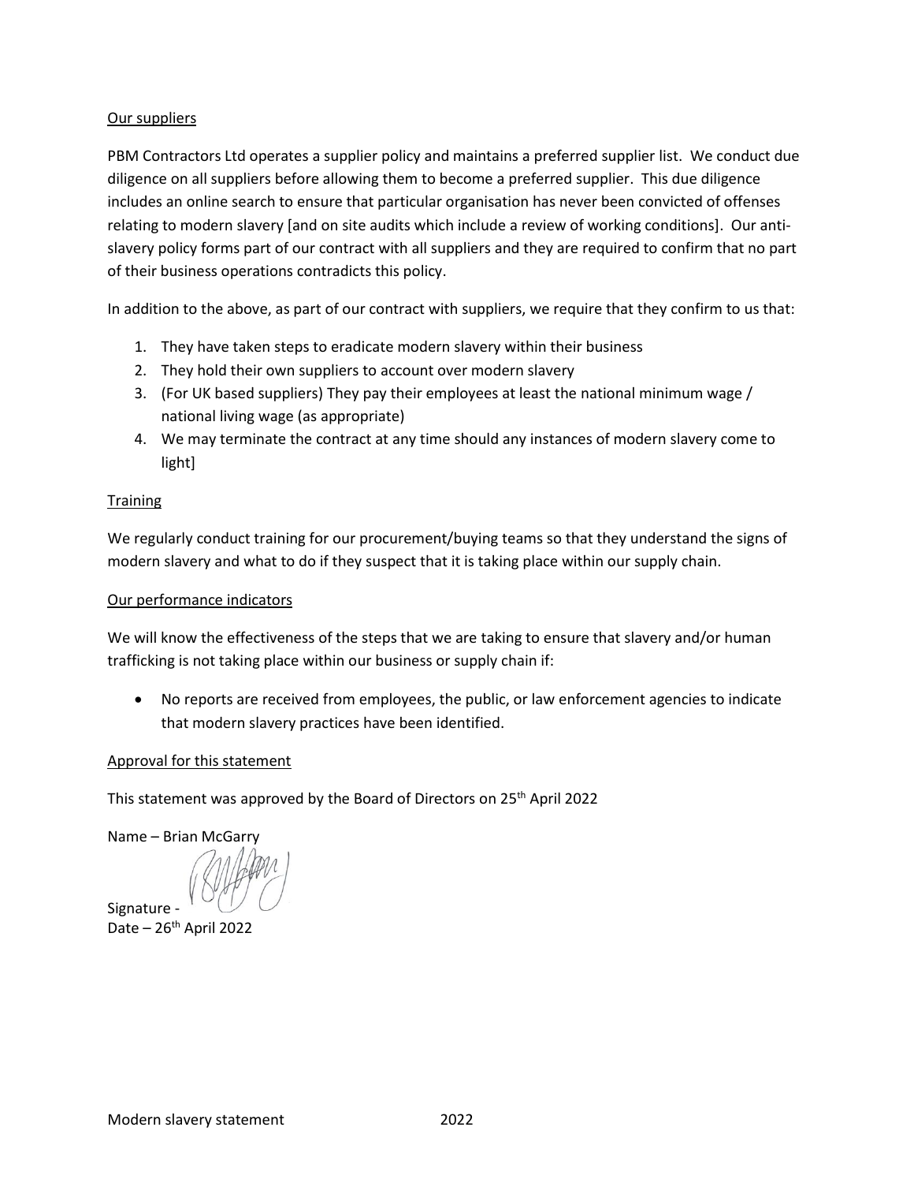## Our suppliers

PBM Contractors Ltd operates a supplier policy and maintains a preferred supplier list. We conduct due diligence on all suppliers before allowing them to become a preferred supplier. This due diligence includes an online search to ensure that particular organisation has never been convicted of offenses relating to modern slavery [and on site audits which include a review of working conditions]. Our anti-slavery policy forms part of our contract with all suppliers and they are required to confirm that no part of their business operations contradicts this policy.

In addition to the above, as part of our contract with suppliers, we require that they confirm to us that:

1. They have taken steps to eradicate modern slavery within their business
2. They hold their own suppliers to account over modern slavery
3. (For UK based suppliers) They pay their employees at least the national minimum wage / national living wage (as appropriate)
4. We may terminate the contract at any time should any instances of modern slavery come to light]

## Training

We regularly conduct training for our procurement/buying teams so that they understand the signs of modern slavery and what to do if they suspect that it is taking place within our supply chain.

## Our performance indicators

We will know the effectiveness of the steps that we are taking to ensure that slavery and/or human trafficking is not taking place within our business or supply chain if:

- No reports are received from employees, the public, or law enforcement agencies to indicate that modern slavery practices have been identified.

## Approval for this statement

This statement was approved by the Board of Directors on 25th April 2022

Name – Brian McGarry

Signature -

Date – 26th April 2022